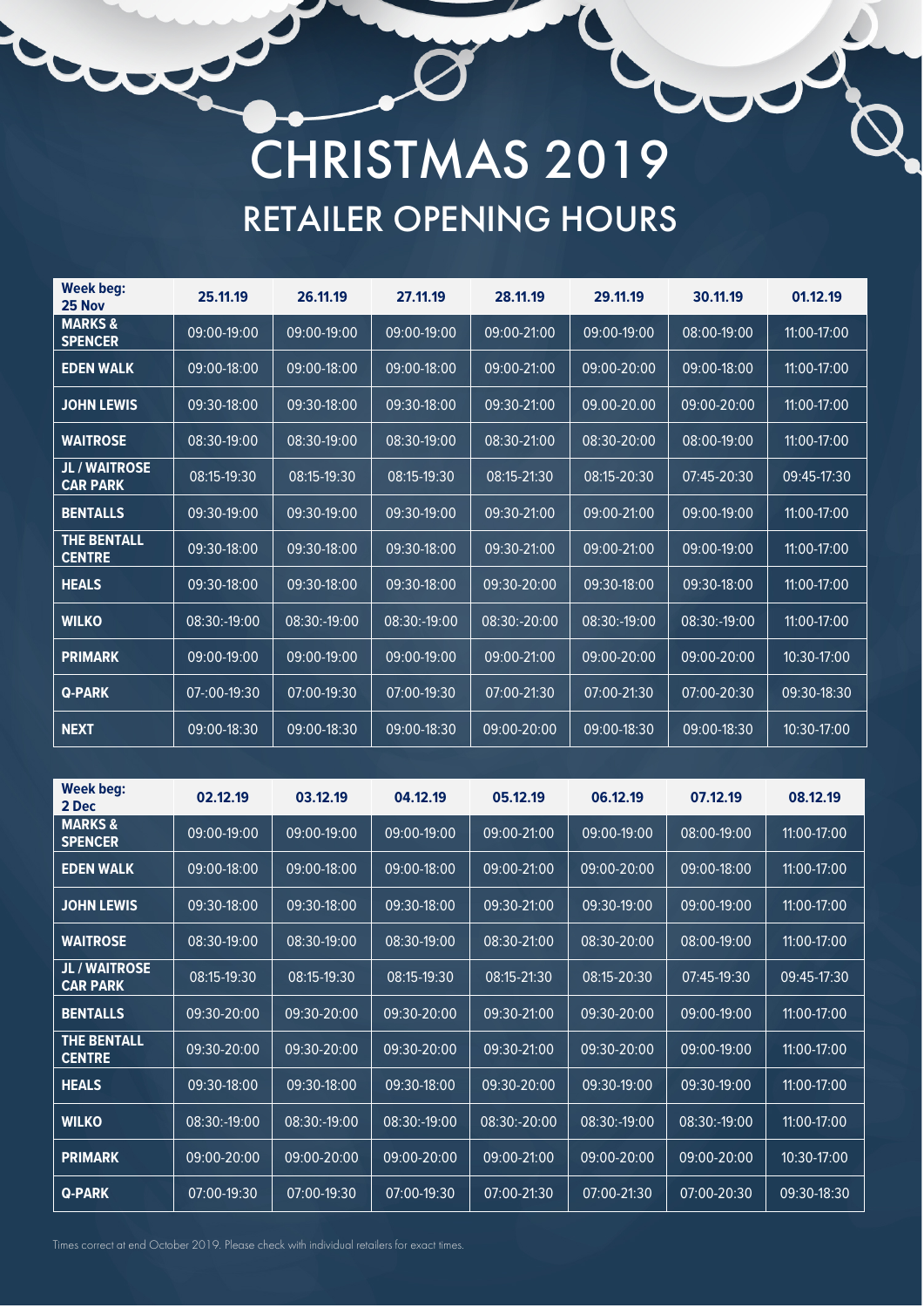# CHRISTMAS 2019

## RETAILER OPENING HOURS

| Week beg: 25 Nov | 25.11.19 | 26.11.19 | 27.11.19 | 28.11.19 | 29.11.19 | 30.11.19 | 01.12.19 |
|---|---|---|---|---|---|---|---|
| **MARKS & SPENCER** | 09:00-19:00 | 09:00-19:00 | 09:00-19:00 | 09:00-21:00 | 09:00-19:00 | 08:00-19:00 | 11:00-17:00 |
| **EDEN WALK** | 09:00-18:00 | 09:00-18:00 | 09:00-18:00 | 09:00-21:00 | 09:00-20:00 | 09:00-18:00 | 11:00-17:00 |
| **JOHN LEWIS** | 09:30-18:00 | 09:30-18:00 | 09:30-18:00 | 09:30-21:00 | 09.00-20.00 | 09:00-20:00 | 11:00-17:00 |
| **WAITROSE** | 08:30-19:00 | 08:30-19:00 | 08:30-19:00 | 08:30-21:00 | 08:30-20:00 | 08:00-19:00 | 11:00-17:00 |
| **JL / WAITROSE CAR PARK** | 08:15-19:30 | 08:15-19:30 | 08:15-19:30 | 08:15-21:30 | 08:15-20:30 | 07:45-20:30 | 09:45-17:30 |
| **BENTALLS** | 09:30-19:00 | 09:30-19:00 | 09:30-19:00 | 09:30-21:00 | 09:00-21:00 | 09:00-19:00 | 11:00-17:00 |
| **THE BENTALL CENTRE** | 09:30-18:00 | 09:30-18:00 | 09:30-18:00 | 09:30-21:00 | 09:00-21:00 | 09:00-19:00 | 11:00-17:00 |
| **HEALS** | 09:30-18:00 | 09:30-18:00 | 09:30-18:00 | 09:30-20:00 | 09:30-18:00 | 09:30-18:00 | 11:00-17:00 |
| **WILKO** | 08:30:-19:00 | 08:30:-19:00 | 08:30:-19:00 | 08:30:-20:00 | 08:30:-19:00 | 08:30:-19:00 | 11:00-17:00 |
| **PRIMARK** | 09:00-19:00 | 09:00-19:00 | 09:00-19:00 | 09:00-21:00 | 09:00-20:00 | 09:00-20:00 | 10:30-17:00 |
| **Q-PARK** | 07-:00-19:30 | 07:00-19:30 | 07:00-19:30 | 07:00-21:30 | 07:00-21:30 | 07:00-20:30 | 09:30-18:30 |
| **NEXT** | 09:00-18:30 | 09:00-18:30 | 09:00-18:30 | 09:00-20:00 | 09:00-18:30 | 09:00-18:30 | 10:30-17:00 |

| Week beg: 2 Dec | 02.12.19 | 03.12.19 | 04.12.19 | 05.12.19 | 06.12.19 | 07.12.19 | 08.12.19 |
|---|---|---|---|---|---|---|---|
| **MARKS & SPENCER** | 09:00-19:00 | 09:00-19:00 | 09:00-19:00 | 09:00-21:00 | 09:00-19:00 | 08:00-19:00 | 11:00-17:00 |
| **EDEN WALK** | 09:00-18:00 | 09:00-18:00 | 09:00-18:00 | 09:00-21:00 | 09:00-20:00 | 09:00-18:00 | 11:00-17:00 |
| **JOHN LEWIS** | 09:30-18:00 | 09:30-18:00 | 09:30-18:00 | 09:30-21:00 | 09:30-19:00 | 09:00-19:00 | 11:00-17:00 |
| **WAITROSE** | 08:30-19:00 | 08:30-19:00 | 08:30-19:00 | 08:30-21:00 | 08:30-20:00 | 08:00-19:00 | 11:00-17:00 |
| **JL / WAITROSE CAR PARK** | 08:15-19:30 | 08:15-19:30 | 08:15-19:30 | 08:15-21:30 | 08:15-20:30 | 07:45-19:30 | 09:45-17:30 |
| **BENTALLS** | 09:30-20:00 | 09:30-20:00 | 09:30-20:00 | 09:30-21:00 | 09:30-20:00 | 09:00-19:00 | 11:00-17:00 |
| **THE BENTALL CENTRE** | 09:30-20:00 | 09:30-20:00 | 09:30-20:00 | 09:30-21:00 | 09:30-20:00 | 09:00-19:00 | 11:00-17:00 |
| **HEALS** | 09:30-18:00 | 09:30-18:00 | 09:30-18:00 | 09:30-20:00 | 09:30-19:00 | 09:30-19:00 | 11:00-17:00 |
| **WILKO** | 08:30:-19:00 | 08:30:-19:00 | 08:30:-19:00 | 08:30:-20:00 | 08:30:-19:00 | 08:30:-19:00 | 11:00-17:00 |
| **PRIMARK** | 09:00-20:00 | 09:00-20:00 | 09:00-20:00 | 09:00-21:00 | 09:00-20:00 | 09:00-20:00 | 10:30-17:00 |
| **Q-PARK** | 07:00-19:30 | 07:00-19:30 | 07:00-19:30 | 07:00-21:30 | 07:00-21:30 | 07:00-20:30 | 09:30-18:30 |

Times correct at end October 2019. Please check with individual retailers for exact times.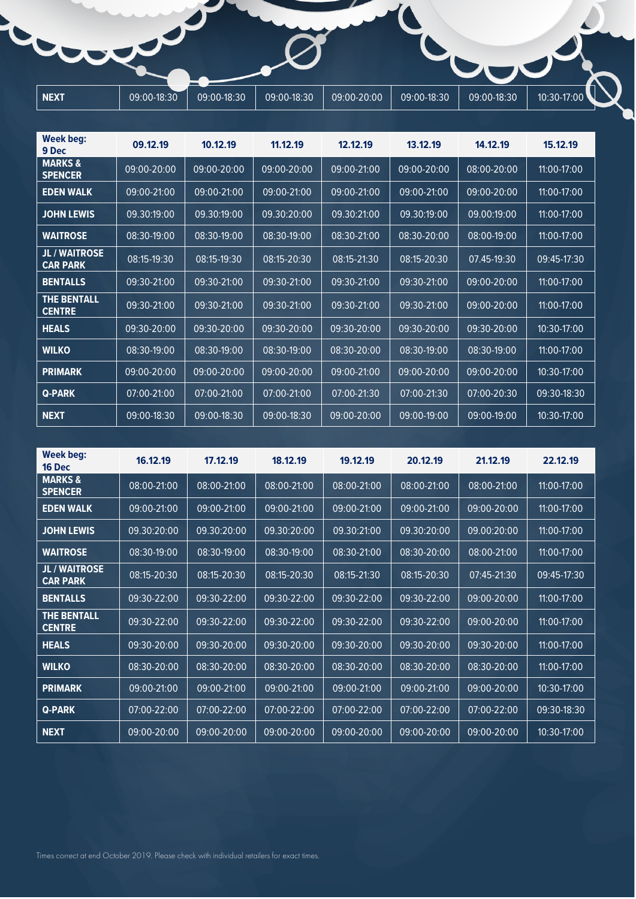| NEXT | 09:00-18:30 | 09:00-18:30 | 09:00-18:30 | 09:00-20:00 | 09:00-18:30 | 09:00-18:30 | 10:30-17:00 |
|---|---|---|---|---|---|---|---|

| Week beg: 9 Dec | 09.12.19 | 10.12.19 | 11.12.19 | 12.12.19 | 13.12.19 | 14.12.19 | 15.12.19 |
|---|---|---|---|---|---|---|---|
| MARKS & SPENCER | 09:00-20:00 | 09:00-20:00 | 09:00-20:00 | 09:00-21:00 | 09:00-20:00 | 08:00-20:00 | 11:00-17:00 |
| EDEN WALK | 09:00-21:00 | 09:00-21:00 | 09:00-21:00 | 09:00-21:00 | 09:00-21:00 | 09:00-20:00 | 11:00-17:00 |
| JOHN LEWIS | 09.30:19:00 | 09.30:19:00 | 09.30:20:00 | 09.30:21:00 | 09.30:19:00 | 09.00:19:00 | 11:00-17:00 |
| WAITROSE | 08:30-19:00 | 08:30-19:00 | 08:30-19:00 | 08:30-21:00 | 08:30-20:00 | 08:00-19:00 | 11:00-17:00 |
| JL / WAITROSE CAR PARK | 08:15-19:30 | 08:15-19:30 | 08:15-20:30 | 08:15-21:30 | 08:15-20:30 | 07.45-19:30 | 09:45-17:30 |
| BENTALLS | 09:30-21:00 | 09:30-21:00 | 09:30-21:00 | 09:30-21:00 | 09:30-21:00 | 09:00-20:00 | 11:00-17:00 |
| THE BENTALL CENTRE | 09:30-21:00 | 09:30-21:00 | 09:30-21:00 | 09:30-21:00 | 09:30-21:00 | 09:00-20:00 | 11:00-17:00 |
| HEALS | 09:30-20:00 | 09:30-20:00 | 09:30-20:00 | 09:30-20:00 | 09:30-20:00 | 09:30-20:00 | 10:30-17:00 |
| WILKO | 08:30-19:00 | 08:30-19:00 | 08:30-19:00 | 08:30-20:00 | 08:30-19:00 | 08:30-19:00 | 11:00-17:00 |
| PRIMARK | 09:00-20:00 | 09:00-20:00 | 09:00-20:00 | 09:00-21:00 | 09:00-20:00 | 09:00-20:00 | 10:30-17:00 |
| Q-PARK | 07:00-21:00 | 07:00-21:00 | 07:00-21:00 | 07:00-21:30 | 07:00-21:30 | 07:00-20:30 | 09:30-18:30 |
| NEXT | 09:00-18:30 | 09:00-18:30 | 09:00-18:30 | 09:00-20:00 | 09:00-19:00 | 09:00-19:00 | 10:30-17:00 |

| Week beg: 16 Dec | 16.12.19 | 17.12.19 | 18.12.19 | 19.12.19 | 20.12.19 | 21.12.19 | 22.12.19 |
|---|---|---|---|---|---|---|---|
| MARKS & SPENCER | 08:00-21:00 | 08:00-21:00 | 08:00-21:00 | 08:00-21:00 | 08:00-21:00 | 08:00-21:00 | 11:00-17:00 |
| EDEN WALK | 09:00-21:00 | 09:00-21:00 | 09:00-21:00 | 09:00-21:00 | 09:00-21:00 | 09:00-20:00 | 11:00-17:00 |
| JOHN LEWIS | 09.30:20:00 | 09.30:20:00 | 09.30:20:00 | 09.30:21:00 | 09.30:20:00 | 09.00:20:00 | 11:00-17:00 |
| WAITROSE | 08:30-19:00 | 08:30-19:00 | 08:30-19:00 | 08:30-21:00 | 08:30-20:00 | 08:00-21:00 | 11:00-17:00 |
| JL / WAITROSE CAR PARK | 08:15-20:30 | 08:15-20:30 | 08:15-20:30 | 08:15-21:30 | 08:15-20:30 | 07:45-21:30 | 09:45-17:30 |
| BENTALLS | 09:30-22:00 | 09:30-22:00 | 09:30-22:00 | 09:30-22:00 | 09:30-22:00 | 09:00-20:00 | 11:00-17:00 |
| THE BENTALL CENTRE | 09:30-22:00 | 09:30-22:00 | 09:30-22:00 | 09:30-22:00 | 09:30-22:00 | 09:00-20:00 | 11:00-17:00 |
| HEALS | 09:30-20:00 | 09:30-20:00 | 09:30-20:00 | 09:30-20:00 | 09:30-20:00 | 09:30-20:00 | 11:00-17:00 |
| WILKO | 08:30-20:00 | 08:30-20:00 | 08:30-20:00 | 08:30-20:00 | 08:30-20:00 | 08:30-20:00 | 11:00-17:00 |
| PRIMARK | 09:00-21:00 | 09:00-21:00 | 09:00-21:00 | 09:00-21:00 | 09:00-21:00 | 09:00-20:00 | 10:30-17:00 |
| Q-PARK | 07:00-22:00 | 07:00-22:00 | 07:00-22:00 | 07:00-22:00 | 07:00-22:00 | 07:00-22:00 | 09:30-18:30 |
| NEXT | 09:00-20:00 | 09:00-20:00 | 09:00-20:00 | 09:00-20:00 | 09:00-20:00 | 09:00-20:00 | 10:30-17:00 |

Times correct at end October 2019. Please check with individual retailers for exact times.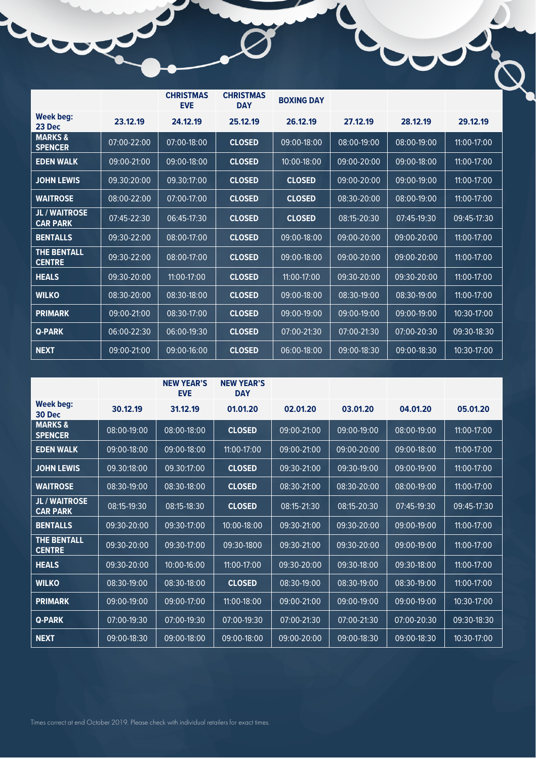| | | CHRISTMAS EVE | CHRISTMAS DAY | BOXING DAY | | | |
|---|---|---|---|---|---|---|---|
| **Week beg: 23 Dec** | **23.12.19** | **24.12.19** | **25.12.19** | **26.12.19** | **27.12.19** | **28.12.19** | **29.12.19** |
| **MARKS & SPENCER** | 07:00-22:00 | 07:00-18:00 | **CLOSED** | 09:00-18:00 | 08:00-19:00 | 08:00-19:00 | 11:00-17:00 |
| **EDEN WALK** | 09:00-21:00 | 09:00-18:00 | **CLOSED** | 10:00-18:00 | 09:00-20:00 | 09:00-18:00 | 11:00-17:00 |
| **JOHN LEWIS** | 09.30:20:00 | 09.30:17:00 | **CLOSED** | **CLOSED** | 09:00-20:00 | 09:00-19:00 | 11:00-17:00 |
| **WAITROSE** | 08:00-22:00 | 07:00-17:00 | **CLOSED** | **CLOSED** | 08:30-20:00 | 08:00-19:00 | 11:00-17:00 |
| **JL / WAITROSE CAR PARK** | 07:45-22:30 | 06:45-17:30 | **CLOSED** | **CLOSED** | 08:15-20:30 | 07:45-19:30 | 09:45-17:30 |
| **BENTALLS** | 09:30-22:00 | 08:00-17:00 | **CLOSED** | 09:00-18:00 | 09:00-20:00 | 09:00-20:00 | 11:00-17:00 |
| **THE BENTALL CENTRE** | 09:30-22:00 | 08:00-17:00 | **CLOSED** | 09:00-18:00 | 09:00-20:00 | 09:00-20:00 | 11:00-17:00 |
| **HEALS** | 09:30-20:00 | 11:00-17:00 | **CLOSED** | 11:00-17:00 | 09:30-20:00 | 09:30-20:00 | 11:00-17:00 |
| **WILKO** | 08:30-20:00 | 08:30-18:00 | **CLOSED** | 09:00-18:00 | 08:30-19:00 | 08:30-19:00 | 11:00-17:00 |
| **PRIMARK** | 09:00-21:00 | 08:30-17:00 | **CLOSED** | 09:00-19:00 | 09:00-19:00 | 09:00-19:00 | 10:30-17:00 |
| **Q-PARK** | 06:00-22:30 | 06:00-19:30 | **CLOSED** | 07:00-21:30 | 07:00-21:30 | 07:00-20:30 | 09:30-18:30 |
| **NEXT** | 09:00-21:00 | 09:00-16:00 | **CLOSED** | 06:00-18:00 | 09:00-18:30 | 09:00-18:30 | 10:30-17:00 |

| | | NEW YEAR'S EVE | NEW YEAR'S DAY | | | | |
|---|---|---|---|---|---|---|---|
| **Week beg: 30 Dec** | **30.12.19** | **31.12.19** | **01.01.20** | **02.01.20** | **03.01.20** | **04.01.20** | **05.01.20** |
| **MARKS & SPENCER** | 08:00-19:00 | 08:00-18:00 | **CLOSED** | 09:00-21:00 | 09:00-19:00 | 08:00-19:00 | 11:00-17:00 |
| **EDEN WALK** | 09:00-18:00 | 09:00-18:00 | 11:00-17:00 | 09:00-21:00 | 09:00-20:00 | 09:00-18:00 | 11:00-17:00 |
| **JOHN LEWIS** | 09.30:18:00 | 09.30:17:00 | **CLOSED** | 09:30-21:00 | 09:30-19:00 | 09:00-19:00 | 11:00-17:00 |
| **WAITROSE** | 08:30-19:00 | 08:30-18:00 | **CLOSED** | 08:30-21:00 | 08:30-20:00 | 08:00-19:00 | 11:00-17:00 |
| **JL / WAITROSE CAR PARK** | 08:15-19:30 | 08:15-18:30 | **CLOSED** | 08:15-21:30 | 08:15-20:30 | 07:45-19:30 | 09:45-17:30 |
| **BENTALLS** | 09:30-20:00 | 09:30-17:00 | 10:00-18:00 | 09:30-21:00 | 09:30-20:00 | 09:00-19:00 | 11:00-17:00 |
| **THE BENTALL CENTRE** | 09:30-20:00 | 09:30-17:00 | 09:30-1800 | 09:30-21:00 | 09:30-20:00 | 09:00-19:00 | 11:00-17:00 |
| **HEALS** | 09:30-20:00 | 10:00-16:00 | 11:00-17:00 | 09:30-20:00 | 09:30-18:00 | 09:30-18:00 | 11:00-17:00 |
| **WILKO** | 08:30-19:00 | 08:30-18:00 | **CLOSED** | 08:30-19:00 | 08:30-19:00 | 08:30-19:00 | 11:00-17:00 |
| **PRIMARK** | 09:00-19:00 | 09:00-17:00 | 11:00-18:00 | 09:00-21:00 | 09:00-19:00 | 09:00-19:00 | 10:30-17:00 |
| **Q-PARK** | 07:00-19:30 | 07:00-19:30 | 07:00-19:30 | 07:00-21:30 | 07:00-21:30 | 07:00-20:30 | 09:30-18:30 |
| **NEXT** | 09:00-18:30 | 09:00-18:00 | 09:00-18:00 | 09:00-20:00 | 09:00-18:30 | 09:00-18:30 | 10:30-17:00 |

Times correct at end October 2019. Please check with individual retailers for exact times.